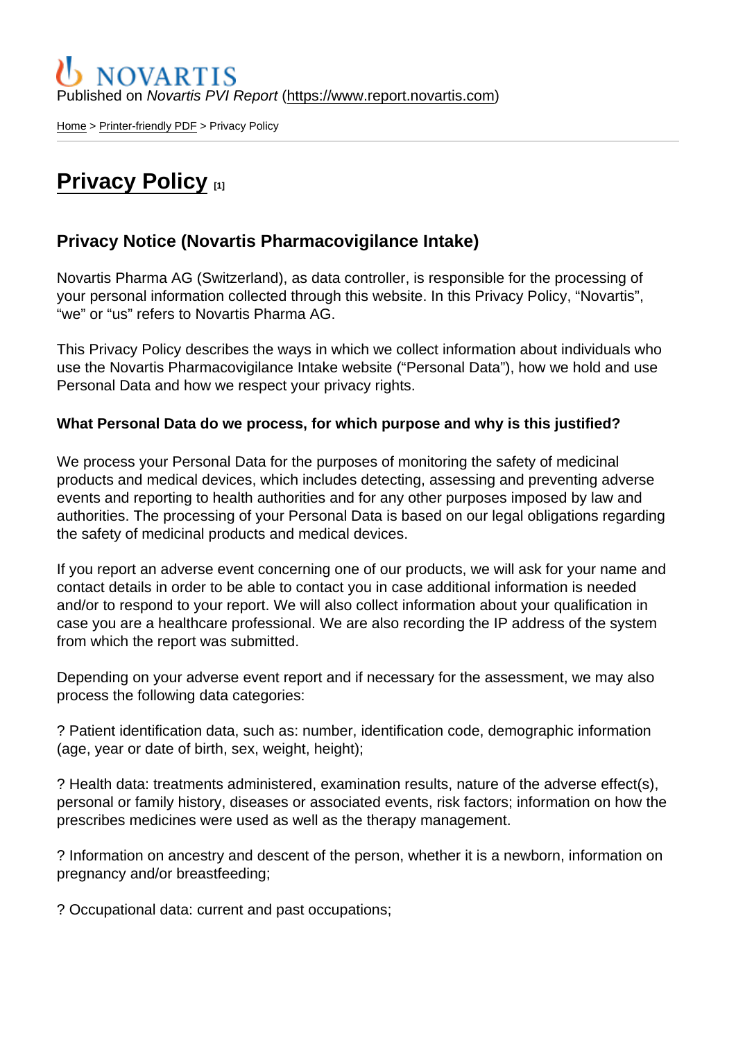Published on *Novartis PVI Report* (https://www.report.novartis.com)

Home > Printer-friendly PDF > Privacy Policy

# Privacy Policy [1]

## Privacy Notice (Novartis Pharmacovigilance Intake)

Novartis Pharma AG (Switzerland), as data controller, is responsible for the processing of your personal information collected through this website. In this Privacy Policy, "Novartis", "we" or "us" refers to Novartis Pharma AG.

This Privacy Policy describes the ways in which we collect information about individuals who use the Novartis Pharmacovigilance Intake website ("Personal Data"), how we hold and use Personal Data and how we respect your privacy rights.

**What Personal Data do we process, for which purpose and why is this justified?**

We process your Personal Data for the purposes of monitoring the safety of medicinal products and medical devices, which includes detecting, assessing and preventing adverse events and reporting to health authorities and for any other purposes imposed by law and authorities. The processing of your Personal Data is based on our legal obligations regarding the safety of medicinal products and medical devices.

If you report an adverse event concerning one of our products, we will ask for your name and contact details in order to be able to contact you in case additional information is needed and/or to respond to your report. We will also collect information about your qualification in case you are a healthcare professional. We are also recording the IP address of the system from which the report was submitted.

Depending on your adverse event report and if necessary for the assessment, we may also process the following data categories:

? Patient identification data, such as: number, identification code, demographic information (age, year or date of birth, sex, weight, height);

? Health data: treatments administered, examination results, nature of the adverse effect(s), personal or family history, diseases or associated events, risk factors; information on how the prescribes medicines were used as well as the therapy management.

? Information on ancestry and descent of the person, whether it is a newborn, information on pregnancy and/or breastfeeding;

? Occupational data: current and past occupations;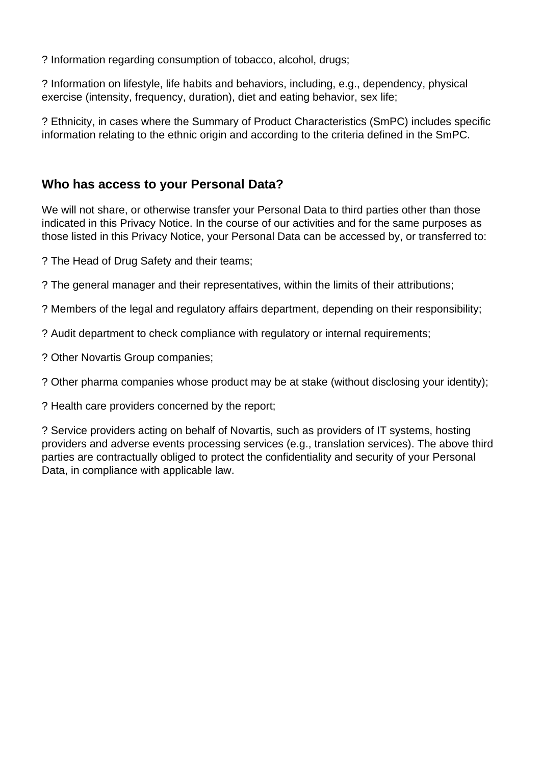? Information regarding consumption of tobacco, alcohol, drugs;

? Information on lifestyle, life habits and behaviors, including, e.g., dependency, physical exercise (intensity, frequency, duration), diet and eating behavior, sex life;

? Ethnicity, in cases where the Summary of Product Characteristics (SmPC) includes specific information relating to the ethnic origin and according to the criteria defined in the SmPC.

## Who has access to your Personal Data?

We will not share, or otherwise transfer your Personal Data to third parties other than those indicated in this Privacy Notice. In the course of our activities and for the same purposes as those listed in this Privacy Notice, your Personal Data can be accessed by, or transferred to:

? The Head of Drug Safety and their teams;

? The general manager and their representatives, within the limits of their attributions;

? Members of the legal and regulatory affairs department, depending on their responsibility;

? Audit department to check compliance with regulatory or internal requirements;

? Other Novartis Group companies;

? Other pharma companies whose product may be at stake (without disclosing your identity);

? Health care providers concerned by the report;

? Service providers acting on behalf of Novartis, such as providers of IT systems, hosting providers and adverse events processing services (e.g., translation services). The above third parties are contractually obliged to protect the confidentiality and security of your Personal Data, in compliance with applicable law.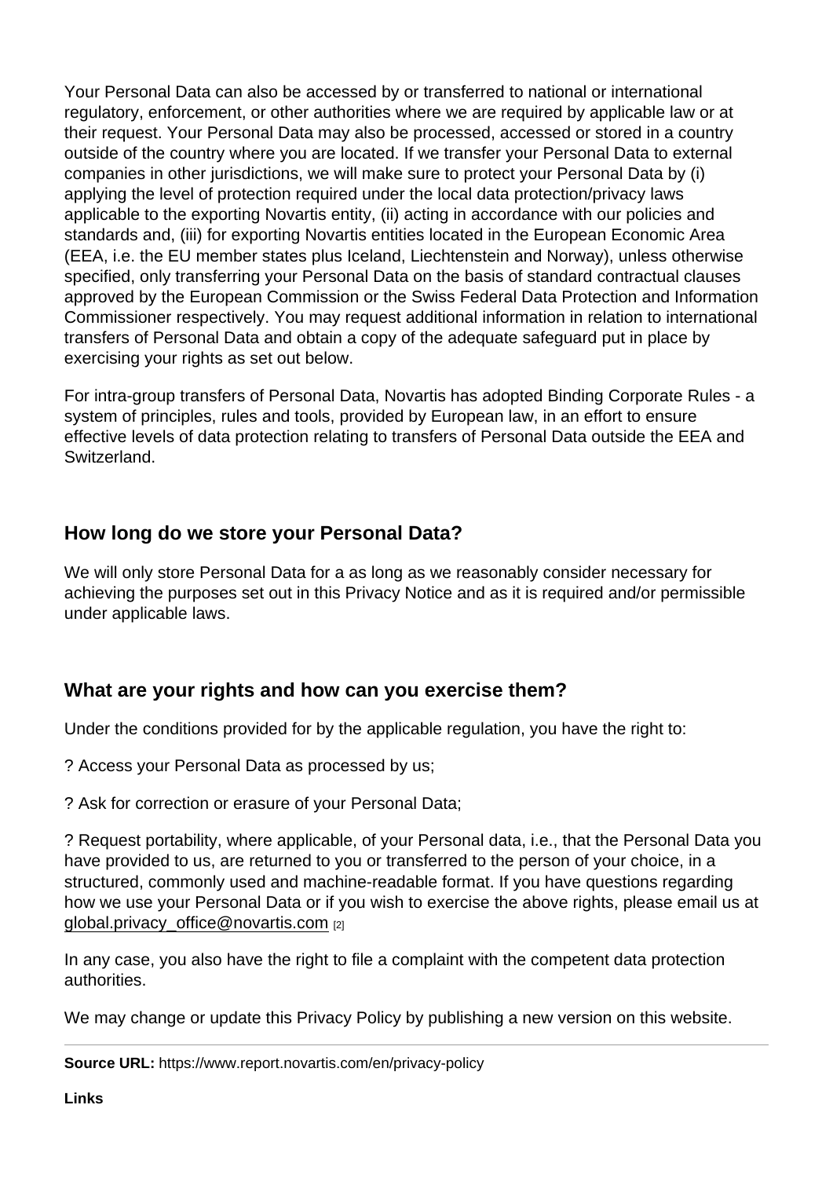Your Personal Data can also be accessed by or transferred to national or international regulatory, enforcement, or other authorities where we are required by applicable law or at their request. Your Personal Data may also be processed, accessed or stored in a country outside of the country where you are located. If we transfer your Personal Data to external companies in other jurisdictions, we will make sure to protect your Personal Data by (i) applying the level of protection required under the local data protection/privacy laws applicable to the exporting Novartis entity, (ii) acting in accordance with our policies and standards and, (iii) for exporting Novartis entities located in the European Economic Area (EEA, i.e. the EU member states plus Iceland, Liechtenstein and Norway), unless otherwise specified, only transferring your Personal Data on the basis of standard contractual clauses approved by the European Commission or the Swiss Federal Data Protection and Information Commissioner respectively. You may request additional information in relation to international transfers of Personal Data and obtain a copy of the adequate safeguard put in place by exercising your rights as set out below.

For intra-group transfers of Personal Data, Novartis has adopted Binding Corporate Rules - a system of principles, rules and tools, provided by European law, in an effort to ensure effective levels of data protection relating to transfers of Personal Data outside the EEA and Switzerland.

## How long do we store your Personal Data?

We will only store Personal Data for a as long as we reasonably consider necessary for achieving the purposes set out in this Privacy Notice and as it is required and/or permissible under applicable laws.

## What are your rights and how can you exercise them?

Under the conditions provided for by the applicable regulation, you have the right to:

? Access your Personal Data as processed by us;

? Ask for correction or erasure of your Personal Data;

? Request portability, where applicable, of your Personal data, i.e., that the Personal Data you have provided to us, are returned to you or transferred to the person of your choice, in a structured, commonly used and machine-readable format. If you have questions regarding how we use your Personal Data or if you wish to exercise the above rights, please email us at global.privacy_office@novartis.com [2]

In any case, you also have the right to file a complaint with the competent data protection authorities.

We may change or update this Privacy Policy by publishing a new version on this website.

---

**Source URL:** https://www.report.novartis.com/en/privacy-policy

**Links**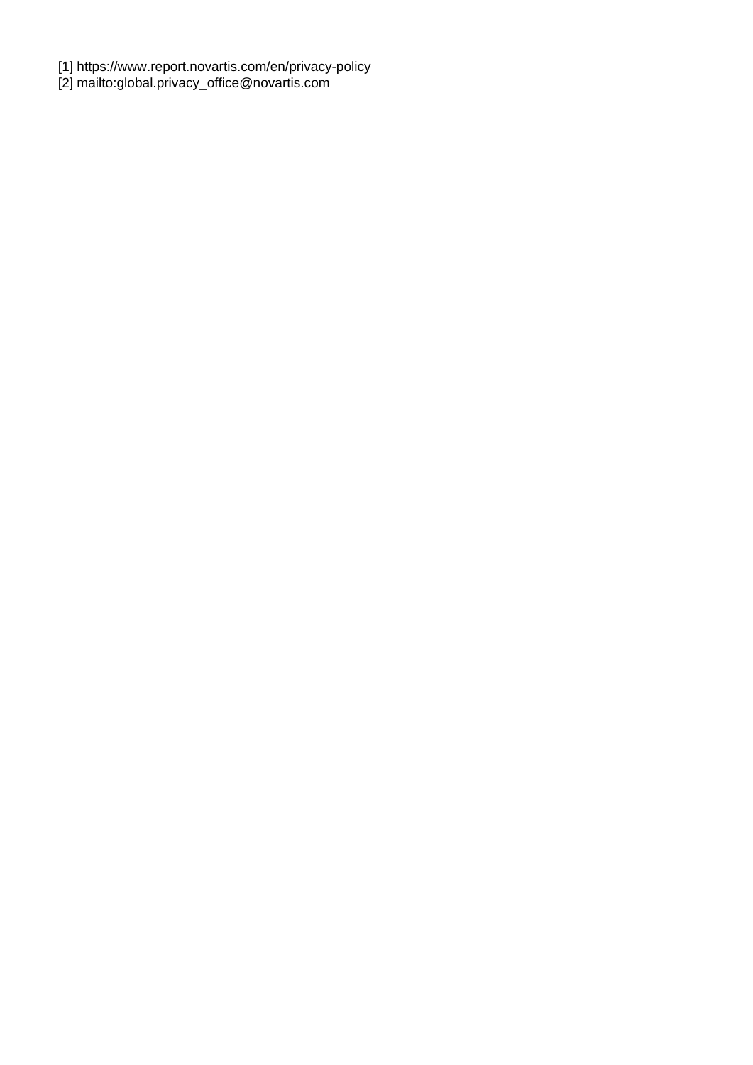[1] https://www.report.novartis.com/en/privacy-policy
[2] mailto:global.privacy_office@novartis.com